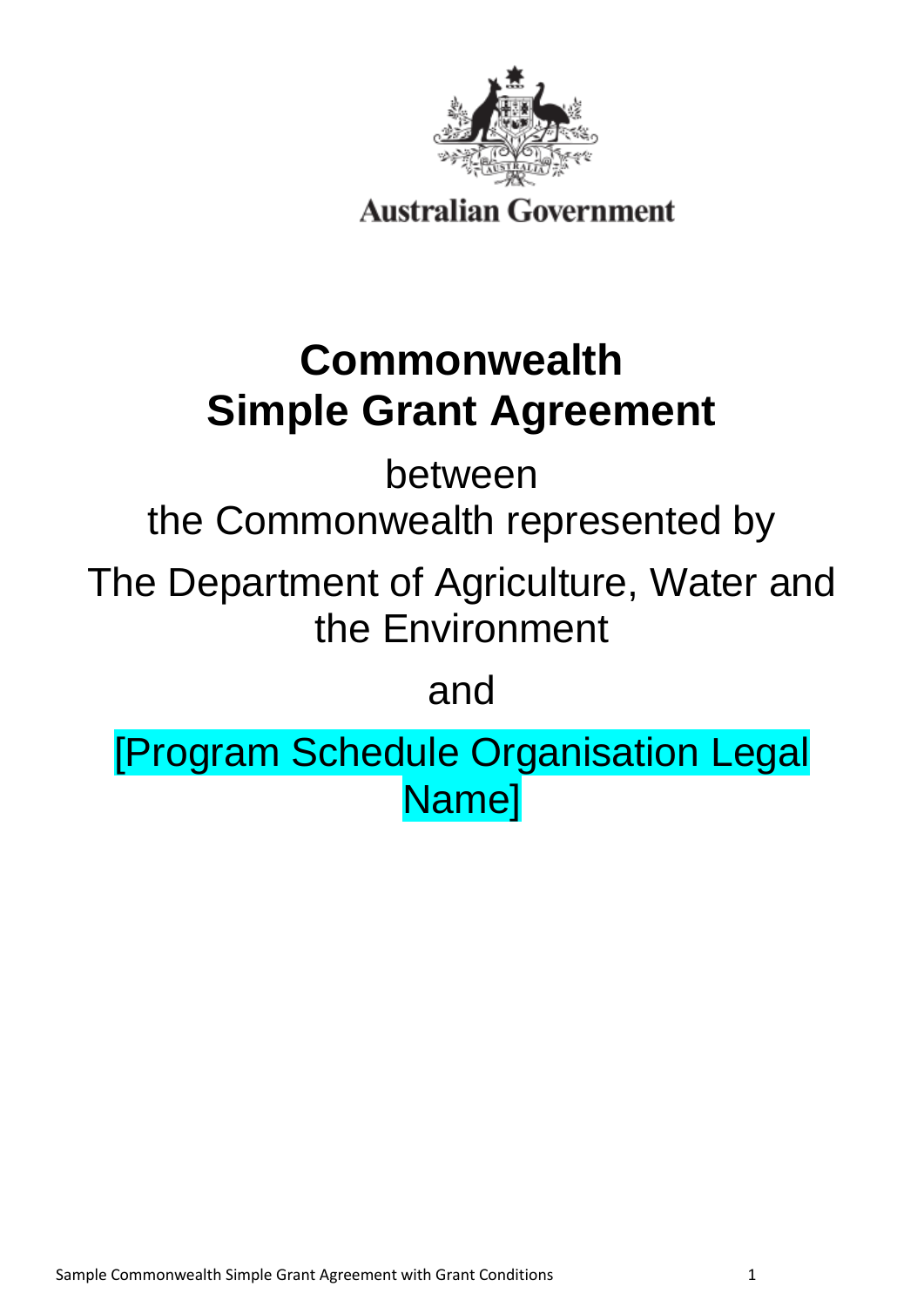Australian Government

# Commonwealth Simple Grant Agreement

between

the Commonwealth represented by

The Department of Agriculture, Water and the Environment

and

[Program Schedule Organisation Legal Name]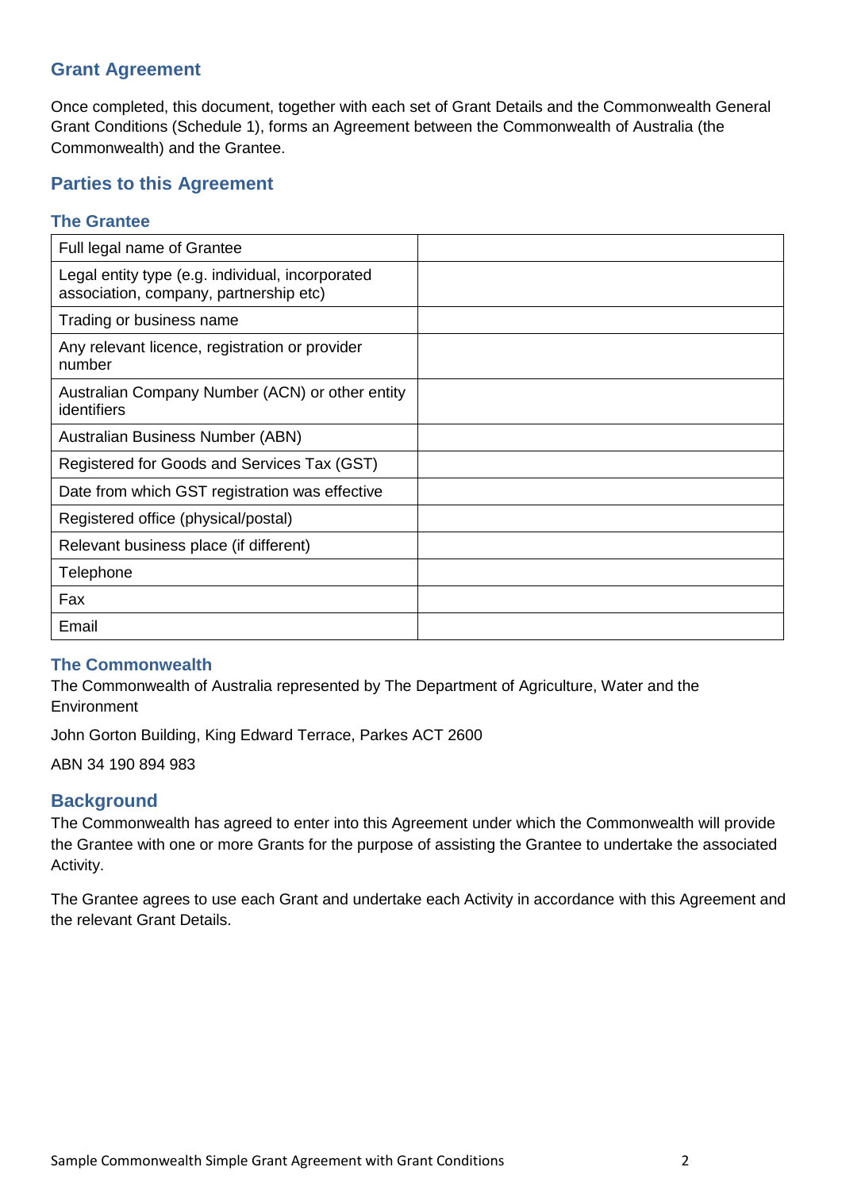## Grant Agreement

Once completed, this document, together with each set of Grant Details and the Commonwealth General Grant Conditions (Schedule 1), forms an Agreement between the Commonwealth of Australia (the Commonwealth) and the Grantee.

## Parties to this Agreement

### The Grantee

| Full legal name of Grantee | |
|---|---|
| Legal entity type (e.g. individual, incorporated association, company, partnership etc) | |
| Trading or business name | |
| Any relevant licence, registration or provider number | |
| Australian Company Number (ACN) or other entity identifiers | |
| Australian Business Number (ABN) | |
| Registered for Goods and Services Tax (GST) | |
| Date from which GST registration was effective | |
| Registered office (physical/postal) | |
| Relevant business place (if different) | |
| Telephone | |
| Fax | |
| Email | |

### The Commonwealth

The Commonwealth of Australia represented by The Department of Agriculture, Water and the Environment

John Gorton Building, King Edward Terrace, Parkes ACT 2600

ABN 34 190 894 983

## Background

The Commonwealth has agreed to enter into this Agreement under which the Commonwealth will provide the Grantee with one or more Grants for the purpose of assisting the Grantee to undertake the associated Activity.

The Grantee agrees to use each Grant and undertake each Activity in accordance with this Agreement and the relevant Grant Details.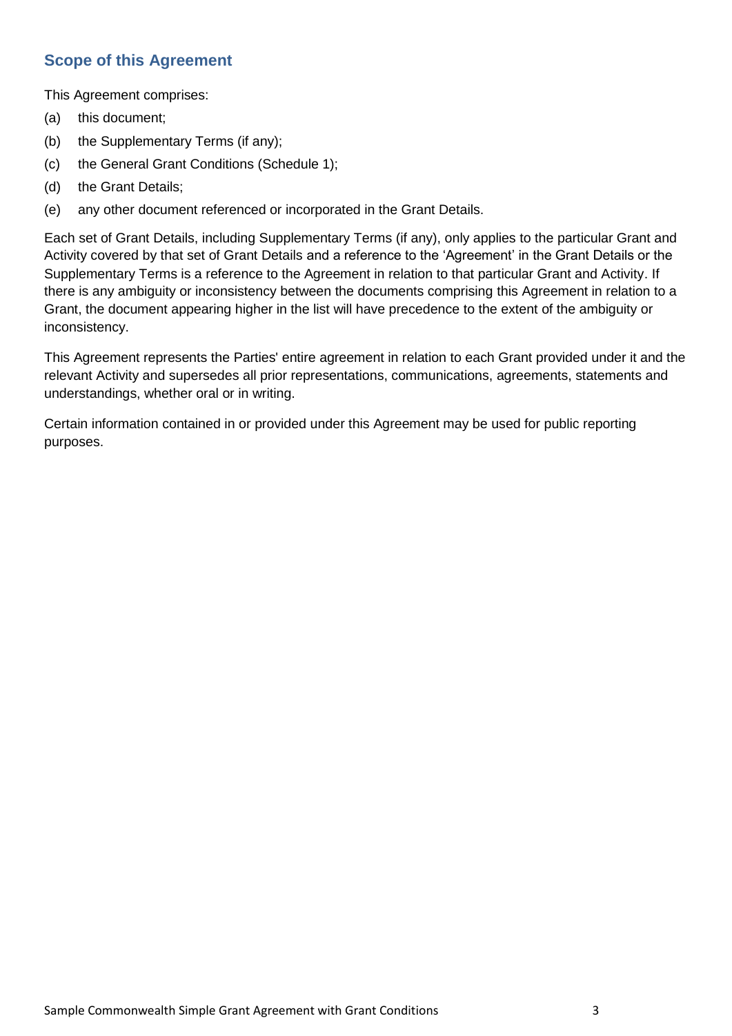## Scope of this Agreement

This Agreement comprises:

(a) this document;

(b) the Supplementary Terms (if any);

(c) the General Grant Conditions (Schedule 1);

(d) the Grant Details;

(e) any other document referenced or incorporated in the Grant Details.

Each set of Grant Details, including Supplementary Terms (if any), only applies to the particular Grant and Activity covered by that set of Grant Details and a reference to the 'Agreement' in the Grant Details or the Supplementary Terms is a reference to the Agreement in relation to that particular Grant and Activity. If there is any ambiguity or inconsistency between the documents comprising this Agreement in relation to a Grant, the document appearing higher in the list will have precedence to the extent of the ambiguity or inconsistency.

This Agreement represents the Parties' entire agreement in relation to each Grant provided under it and the relevant Activity and supersedes all prior representations, communications, agreements, statements and understandings, whether oral or in writing.

Certain information contained in or provided under this Agreement may be used for public reporting purposes.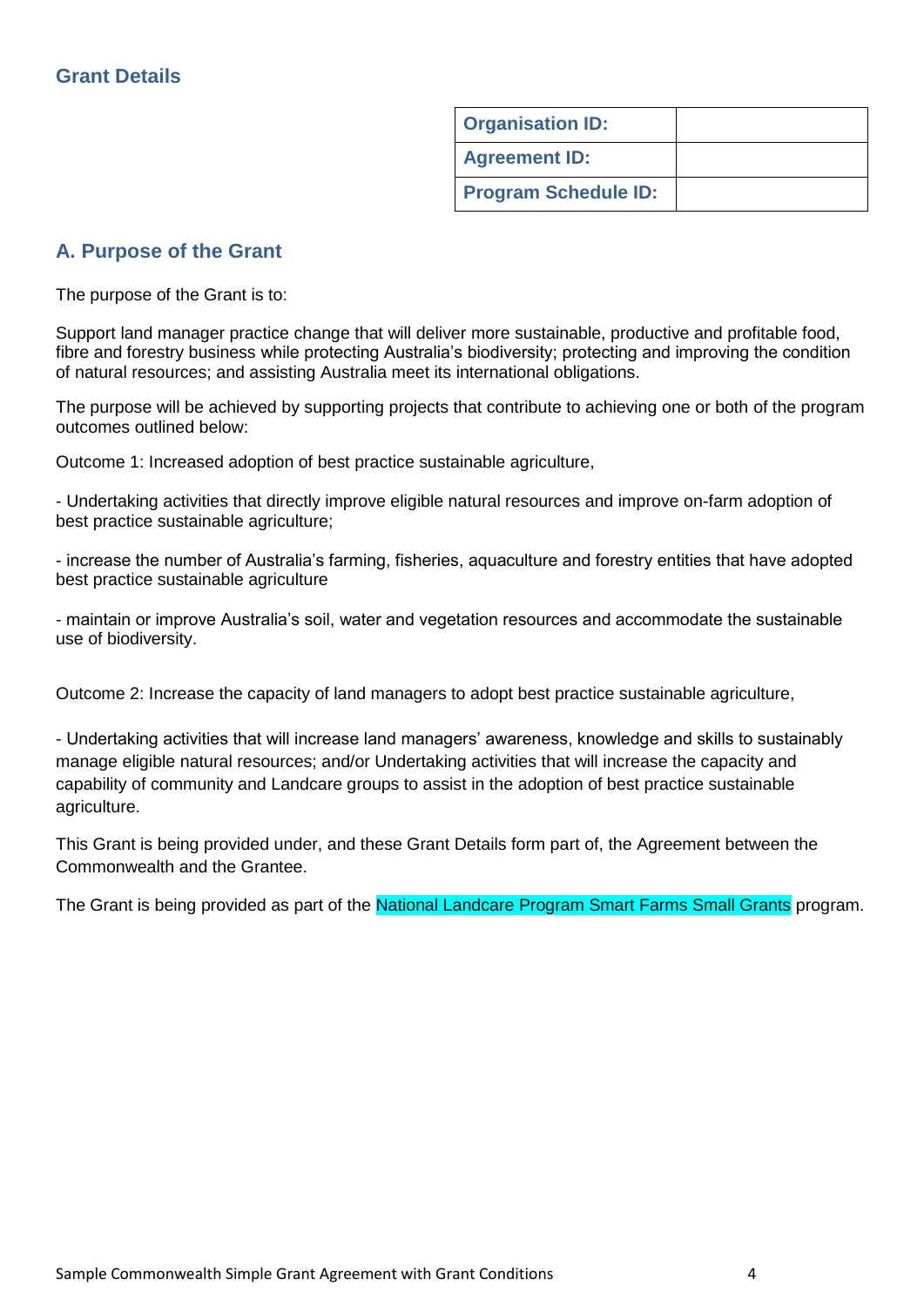## Grant Details

| Organisation ID: | |
|---|---|
| Agreement ID: | |
| Program Schedule ID: | |

## A. Purpose of the Grant

The purpose of the Grant is to:

Support land manager practice change that will deliver more sustainable, productive and profitable food, fibre and forestry business while protecting Australia's biodiversity; protecting and improving the condition of natural resources; and assisting Australia meet its international obligations.

The purpose will be achieved by supporting projects that contribute to achieving one or both of the program outcomes outlined below:

Outcome 1: Increased adoption of best practice sustainable agriculture,

- Undertaking activities that directly improve eligible natural resources and improve on-farm adoption of best practice sustainable agriculture;

- increase the number of Australia's farming, fisheries, aquaculture and forestry entities that have adopted best practice sustainable agriculture

- maintain or improve Australia's soil, water and vegetation resources and accommodate the sustainable use of biodiversity.

Outcome 2: Increase the capacity of land managers to adopt best practice sustainable agriculture,

- Undertaking activities that will increase land managers' awareness, knowledge and skills to sustainably manage eligible natural resources; and/or Undertaking activities that will increase the capacity and capability of community and Landcare groups to assist in the adoption of best practice sustainable agriculture.

This Grant is being provided under, and these Grant Details form part of, the Agreement between the Commonwealth and the Grantee.

The Grant is being provided as part of the National Landcare Program Smart Farms Small Grants program.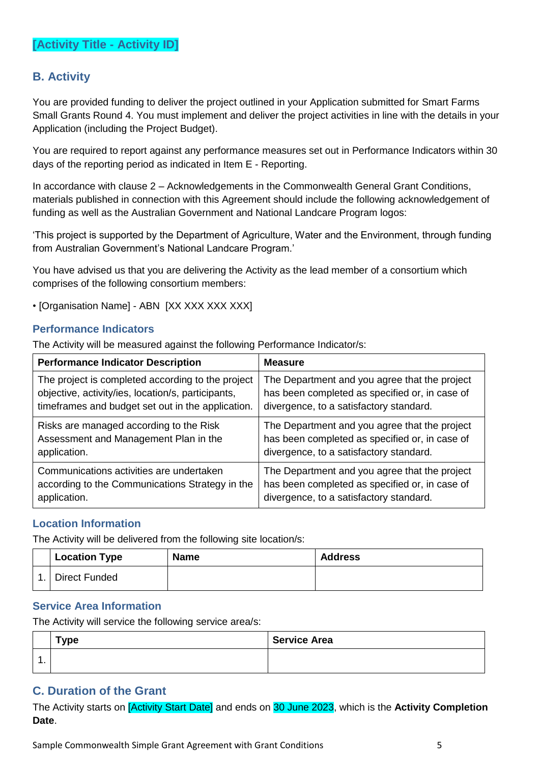## [Activity Title - Activity ID]

## B. Activity

You are provided funding to deliver the project outlined in your Application submitted for Smart Farms Small Grants Round 4. You must implement and deliver the project activities in line with the details in your Application (including the Project Budget).

You are required to report against any performance measures set out in Performance Indicators within 30 days of the reporting period as indicated in Item E - Reporting.

In accordance with clause 2 – Acknowledgements in the Commonwealth General Grant Conditions, materials published in connection with this Agreement should include the following acknowledgement of funding as well as the Australian Government and National Landcare Program logos:

'This project is supported by the Department of Agriculture, Water and the Environment, through funding from Australian Government's National Landcare Program.'

You have advised us that you are delivering the Activity as the lead member of a consortium which comprises of the following consortium members:

• [Organisation Name] - ABN [XX XXX XXX XXX]

### Performance Indicators

The Activity will be measured against the following Performance Indicator/s:

| Performance Indicator Description | Measure |
|---|---|
| The project is completed according to the project objective, activity/ies, location/s, participants, timeframes and budget set out in the application. | The Department and you agree that the project has been completed as specified or, in case of divergence, to a satisfactory standard. |
| Risks are managed according to the Risk Assessment and Management Plan in the application. | The Department and you agree that the project has been completed as specified or, in case of divergence, to a satisfactory standard. |
| Communications activities are undertaken according to the Communications Strategy in the application. | The Department and you agree that the project has been completed as specified or, in case of divergence, to a satisfactory standard. |

### Location Information

The Activity will be delivered from the following site location/s:

| | Location Type | Name | Address |
|---|---|---|---|
| 1. | Direct Funded | | |

### Service Area Information

The Activity will service the following service area/s:

| | Type | Service Area |
|---|---|---|
| 1. | | |

## C. Duration of the Grant

The Activity starts on [Activity Start Date] and ends on 30 June 2023, which is the **Activity Completion Date**.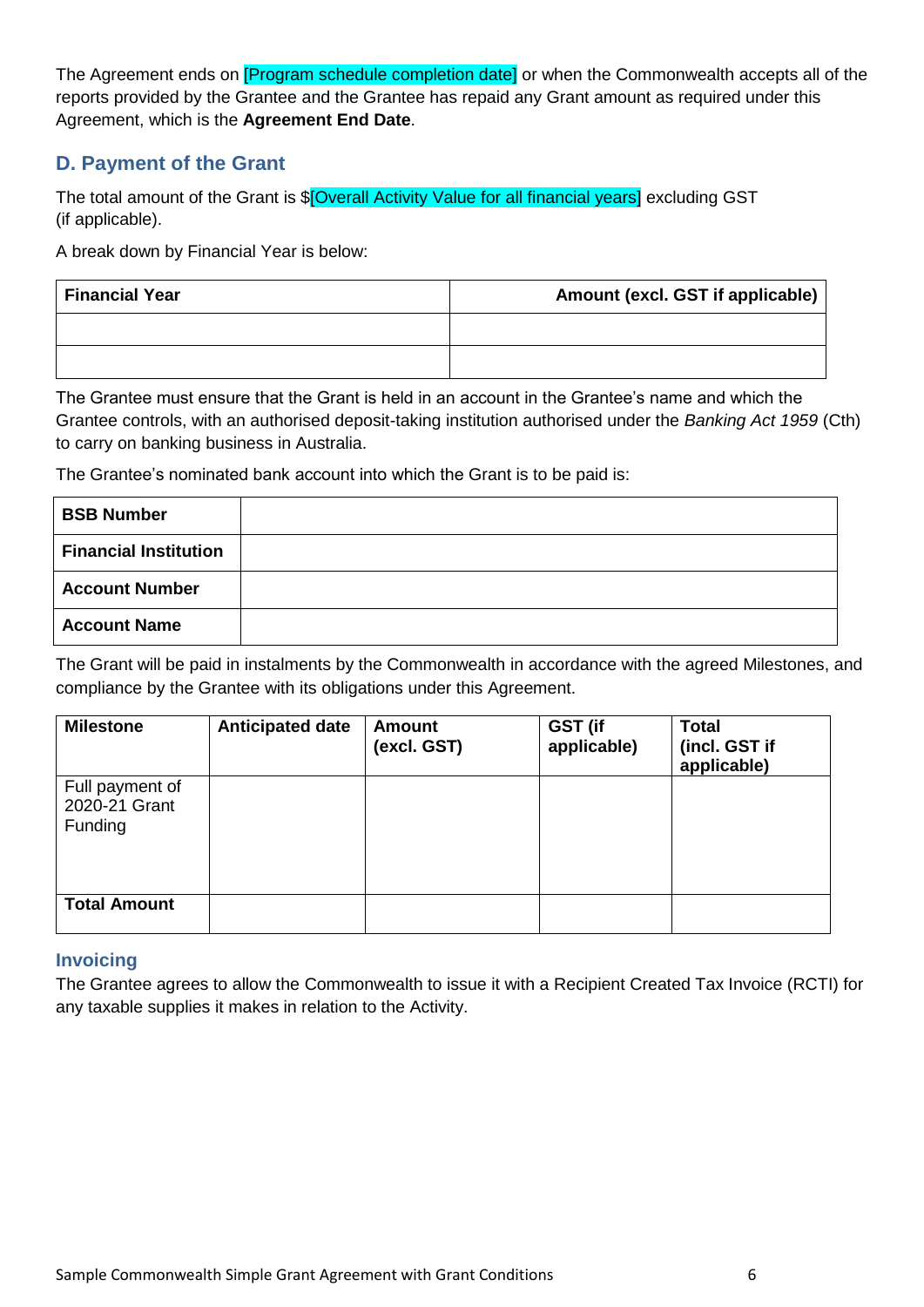The Agreement ends on [Program schedule completion date] or when the Commonwealth accepts all of the reports provided by the Grantee and the Grantee has repaid any Grant amount as required under this Agreement, which is the **Agreement End Date**.

## D. Payment of the Grant

The total amount of the Grant is $[Overall Activity Value for all financial years] excluding GST (if applicable).

A break down by Financial Year is below:

| Financial Year | Amount (excl. GST if applicable) |
|---|---|
| | |
| | |

The Grantee must ensure that the Grant is held in an account in the Grantee's name and which the Grantee controls, with an authorised deposit-taking institution authorised under the *Banking Act 1959* (Cth) to carry on banking business in Australia.

The Grantee's nominated bank account into which the Grant is to be paid is:

| | |
|---|---|
| **BSB Number** | |
| **Financial Institution** | |
| **Account Number** | |
| **Account Name** | |

The Grant will be paid in instalments by the Commonwealth in accordance with the agreed Milestones, and compliance by the Grantee with its obligations under this Agreement.

| Milestone | Anticipated date | Amount (excl. GST) | GST (if applicable) | Total (incl. GST if applicable) |
|---|---|---|---|---|
| Full payment of 2020-21 Grant Funding | | | | |
| **Total Amount** | | | | |

### Invoicing

The Grantee agrees to allow the Commonwealth to issue it with a Recipient Created Tax Invoice (RCTI) for any taxable supplies it makes in relation to the Activity.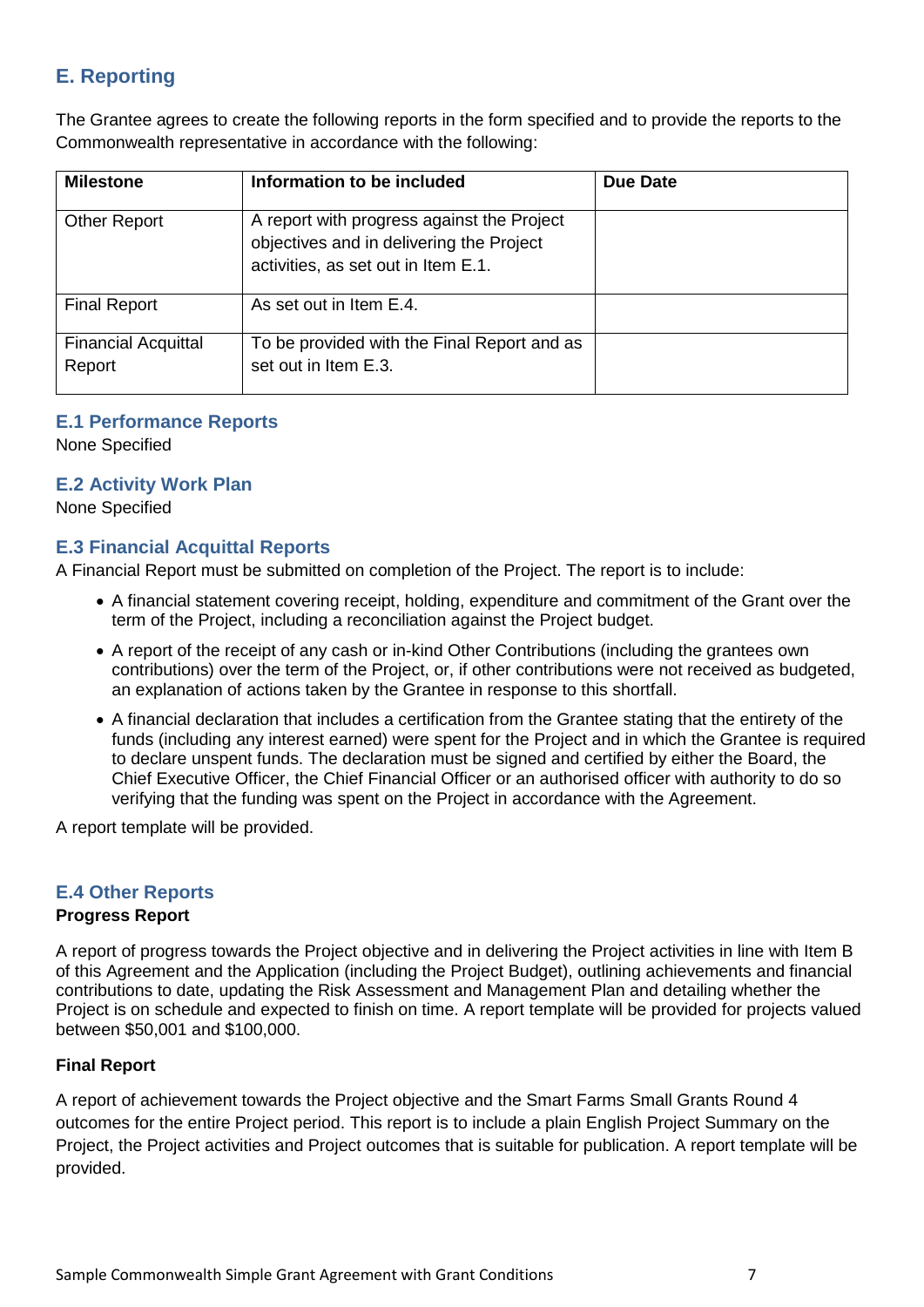## E. Reporting

The Grantee agrees to create the following reports in the form specified and to provide the reports to the Commonwealth representative in accordance with the following:

| Milestone | Information to be included | Due Date |
|---|---|---|
| Other Report | A report with progress against the Project objectives and in delivering the Project activities, as set out in Item E.1. | |
| Final Report | As set out in Item E.4. | |
| Financial Acquittal Report | To be provided with the Final Report and as set out in Item E.3. | |

### E.1 Performance Reports

None Specified

### E.2 Activity Work Plan

None Specified

### E.3 Financial Acquittal Reports

A Financial Report must be submitted on completion of the Project. The report is to include:

- A financial statement covering receipt, holding, expenditure and commitment of the Grant over the term of the Project, including a reconciliation against the Project budget.
- A report of the receipt of any cash or in-kind Other Contributions (including the grantees own contributions) over the term of the Project, or, if other contributions were not received as budgeted, an explanation of actions taken by the Grantee in response to this shortfall.
- A financial declaration that includes a certification from the Grantee stating that the entirety of the funds (including any interest earned) were spent for the Project and in which the Grantee is required to declare unspent funds. The declaration must be signed and certified by either the Board, the Chief Executive Officer, the Chief Financial Officer or an authorised officer with authority to do so verifying that the funding was spent on the Project in accordance with the Agreement.

A report template will be provided.

### E.4 Other Reports

**Progress Report**

A report of progress towards the Project objective and in delivering the Project activities in line with Item B of this Agreement and the Application (including the Project Budget), outlining achievements and financial contributions to date, updating the Risk Assessment and Management Plan and detailing whether the Project is on schedule and expected to finish on time. A report template will be provided for projects valued between $50,001 and $100,000.

**Final Report**

A report of achievement towards the Project objective and the Smart Farms Small Grants Round 4 outcomes for the entire Project period. This report is to include a plain English Project Summary on the Project, the Project activities and Project outcomes that is suitable for publication. A report template will be provided.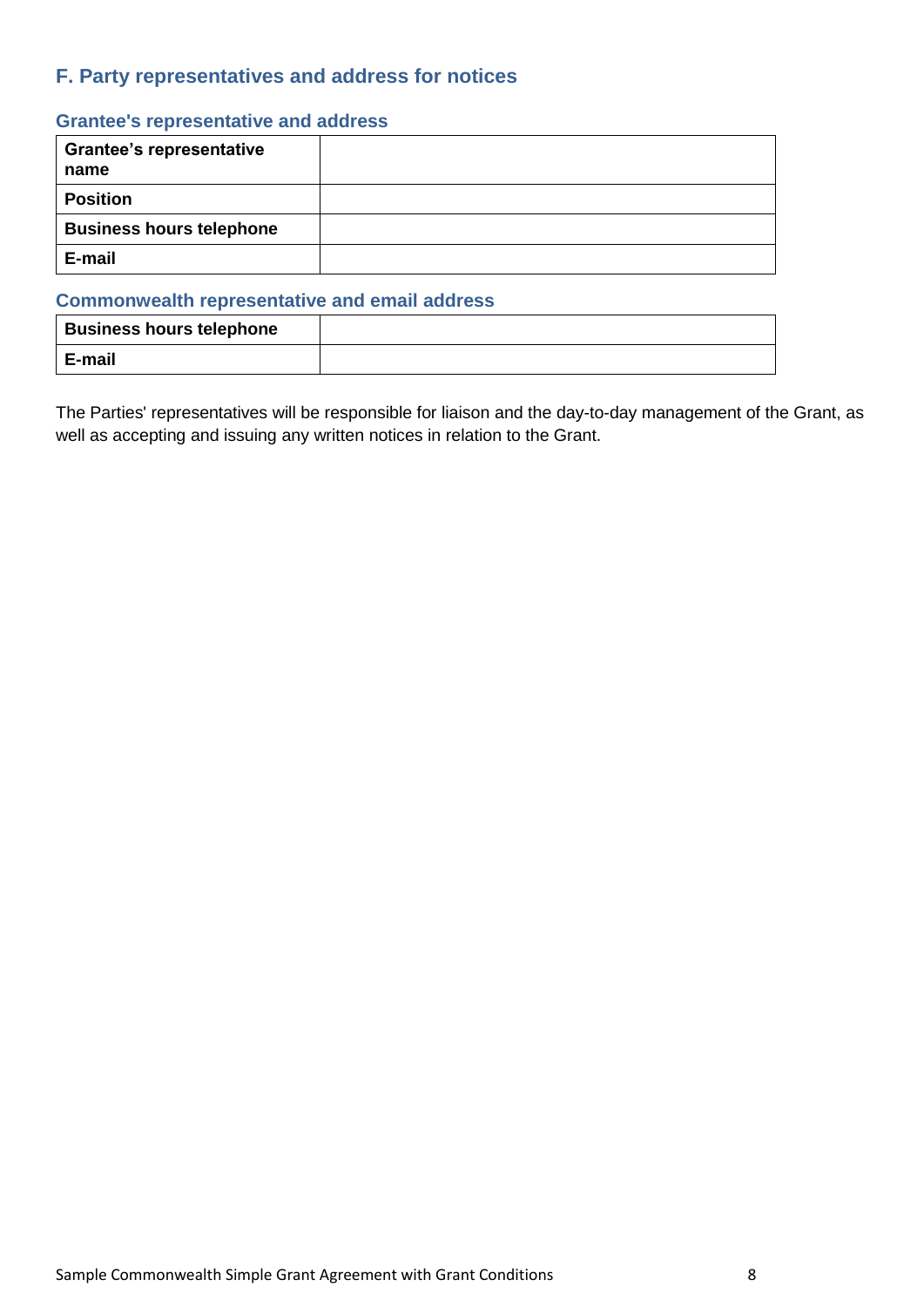## F. Party representatives and address for notices

### Grantee's representative and address

| Grantee's representative name | |
|---|---|
| **Position** | |
| **Business hours telephone** | |
| **E-mail** | |

### Commonwealth representative and email address

| Business hours telephone | |
|---|---|
| **E-mail** | |

The Parties' representatives will be responsible for liaison and the day-to-day management of the Grant, as well as accepting and issuing any written notices in relation to the Grant.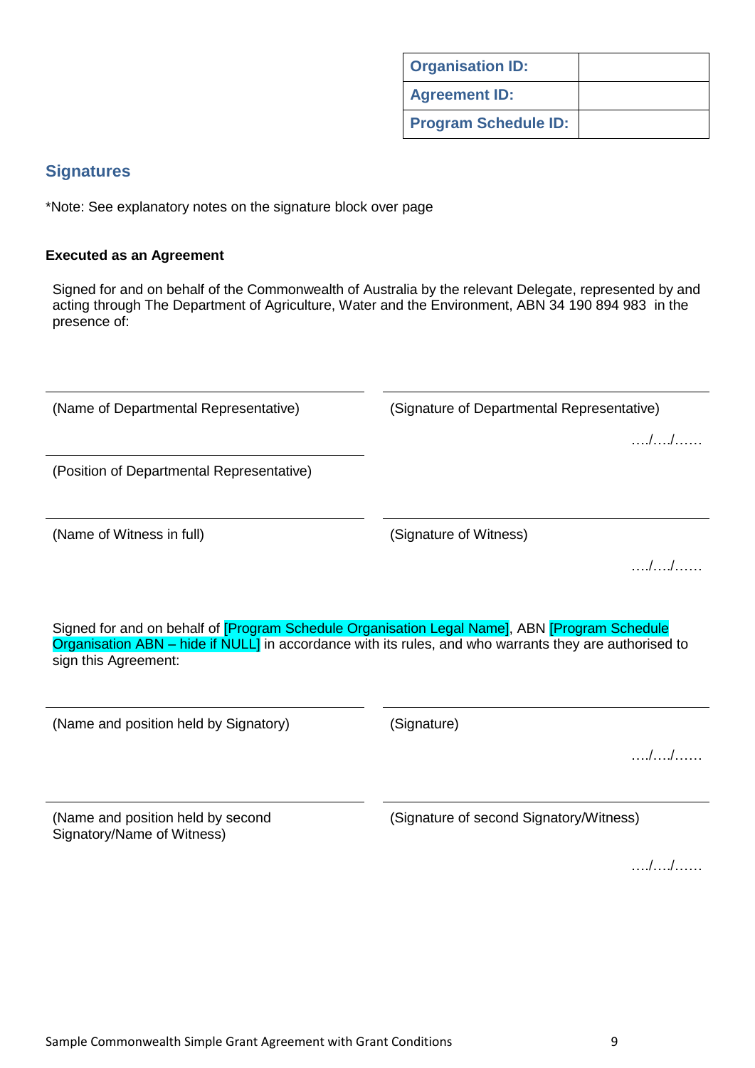| Organisation ID: | |
|---|---|
| Agreement ID: | |
| Program Schedule ID: | |

## Signatures

*Note: See explanatory notes on the signature block over page

**Executed as an Agreement**

Signed for and on behalf of the Commonwealth of Australia by the relevant Delegate, represented by and acting through The Department of Agriculture, Water and the Environment, ABN 34 190 894 983 in the presence of:

| | |
|---|---|
| (Name of Departmental Representative) | (Signature of Departmental Representative)<br>…./…./…… |
| (Position of Departmental Representative) | |
| (Name of Witness in full) | (Signature of Witness)<br>…./…./…… |

Signed for and on behalf of [Program Schedule Organisation Legal Name], ABN [Program Schedule Organisation ABN – hide if NULL] in accordance with its rules, and who warrants they are authorised to sign this Agreement:

| | |
|---|---|
| (Name and position held by Signatory) | (Signature)<br>…./…./…… |
| (Name and position held by second Signatory/Name of Witness) | (Signature of second Signatory/Witness)<br>…./…./…… |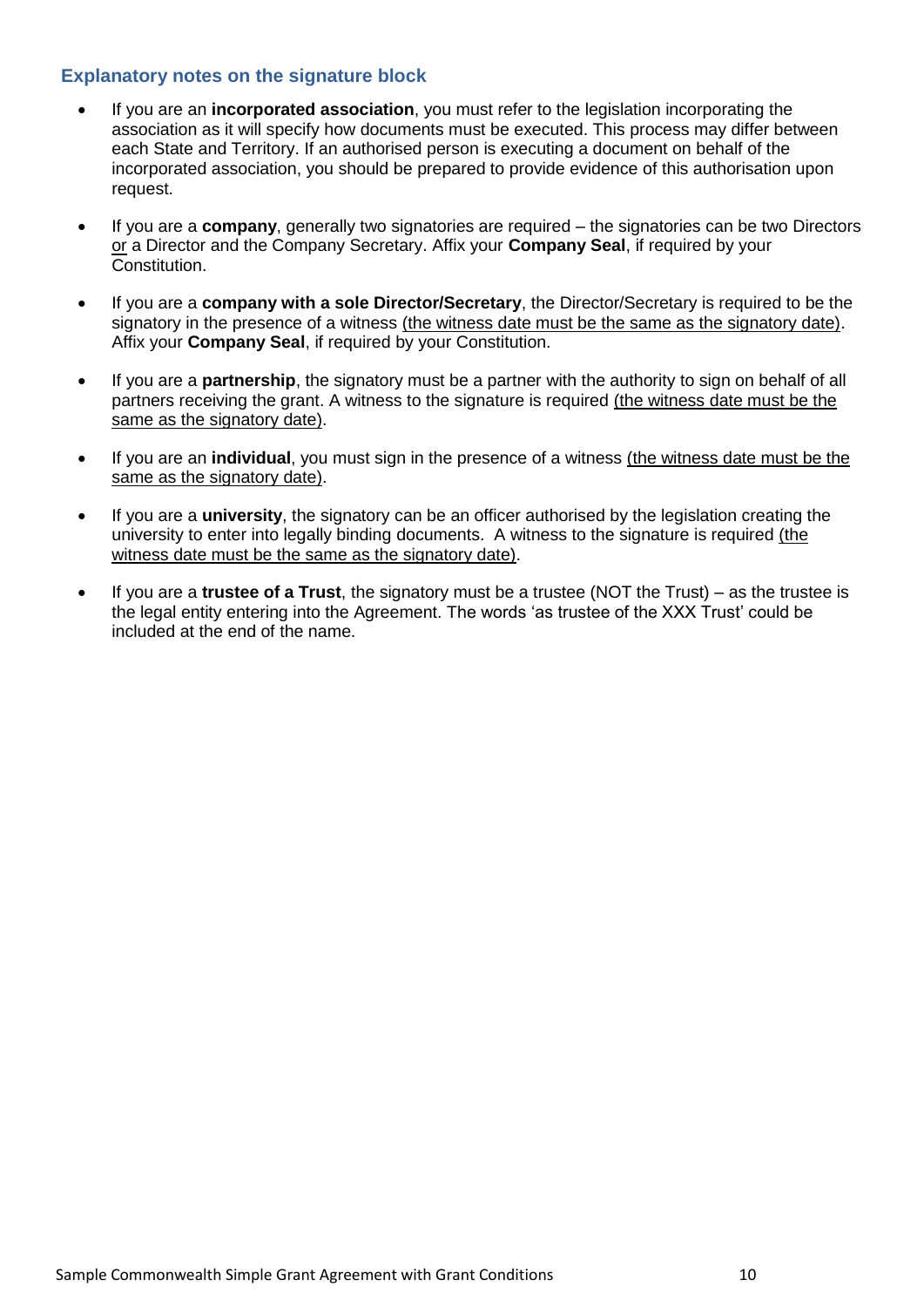### Explanatory notes on the signature block

- If you are an **incorporated association**, you must refer to the legislation incorporating the association as it will specify how documents must be executed. This process may differ between each State and Territory. If an authorised person is executing a document on behalf of the incorporated association, you should be prepared to provide evidence of this authorisation upon request.
- If you are a **company**, generally two signatories are required – the signatories can be two Directors or a Director and the Company Secretary. Affix your **Company Seal**, if required by your Constitution.
- If you are a **company with a sole Director/Secretary**, the Director/Secretary is required to be the signatory in the presence of a witness (the witness date must be the same as the signatory date). Affix your **Company Seal**, if required by your Constitution.
- If you are a **partnership**, the signatory must be a partner with the authority to sign on behalf of all partners receiving the grant. A witness to the signature is required (the witness date must be the same as the signatory date).
- If you are an **individual**, you must sign in the presence of a witness (the witness date must be the same as the signatory date).
- If you are a **university**, the signatory can be an officer authorised by the legislation creating the university to enter into legally binding documents. A witness to the signature is required (the witness date must be the same as the signatory date).
- If you are a **trustee of a Trust**, the signatory must be a trustee (NOT the Trust) – as the trustee is the legal entity entering into the Agreement. The words 'as trustee of the XXX Trust' could be included at the end of the name.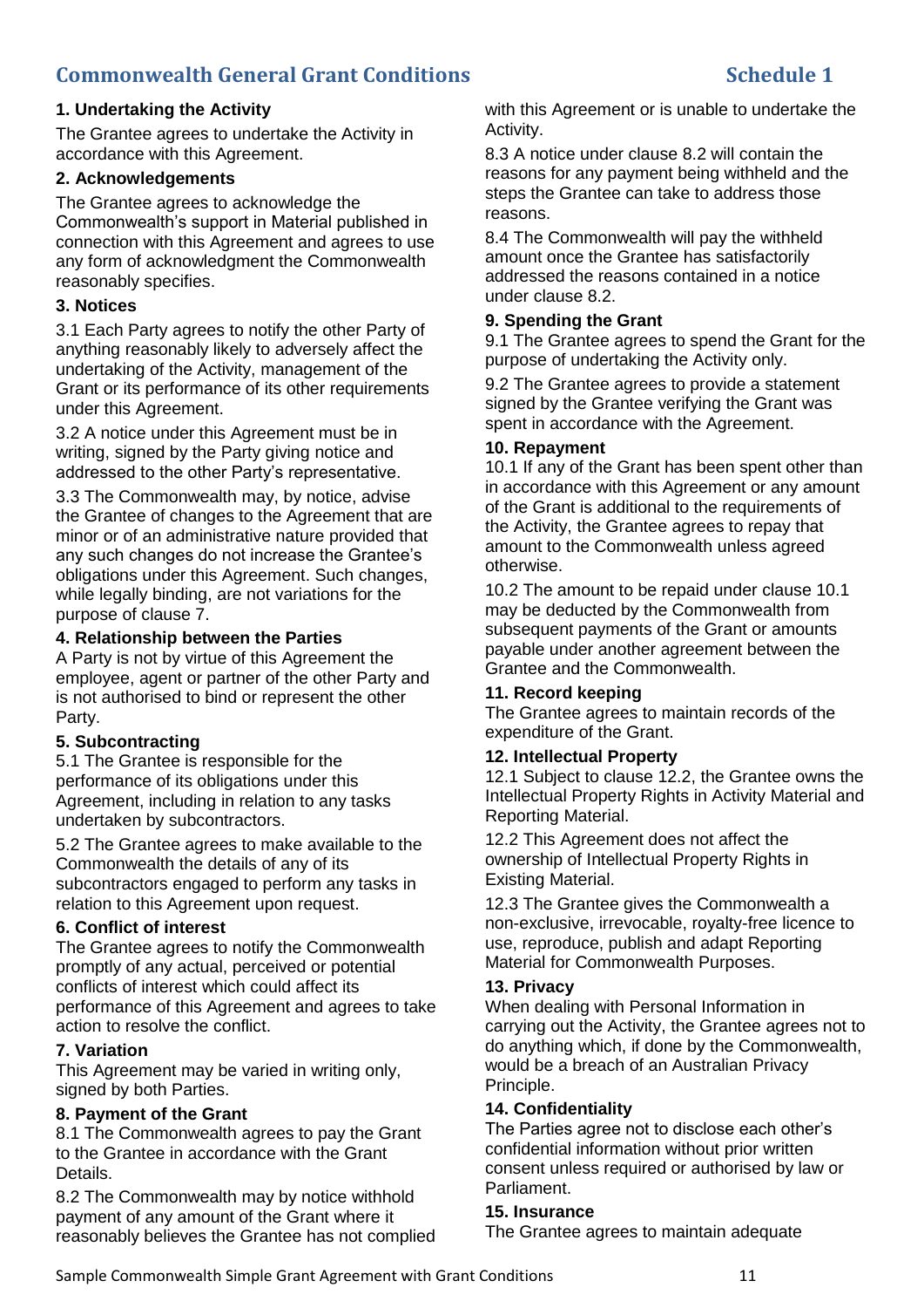# Commonwealth General Grant Conditions — Schedule 1

### 1. Undertaking the Activity

The Grantee agrees to undertake the Activity in accordance with this Agreement.

### 2. Acknowledgements

The Grantee agrees to acknowledge the Commonwealth's support in Material published in connection with this Agreement and agrees to use any form of acknowledgment the Commonwealth reasonably specifies.

### 3. Notices

3.1 Each Party agrees to notify the other Party of anything reasonably likely to adversely affect the undertaking of the Activity, management of the Grant or its performance of its other requirements under this Agreement.

3.2 A notice under this Agreement must be in writing, signed by the Party giving notice and addressed to the other Party's representative.

3.3 The Commonwealth may, by notice, advise the Grantee of changes to the Agreement that are minor or of an administrative nature provided that any such changes do not increase the Grantee's obligations under this Agreement. Such changes, while legally binding, are not variations for the purpose of clause 7.

### 4. Relationship between the Parties

A Party is not by virtue of this Agreement the employee, agent or partner of the other Party and is not authorised to bind or represent the other Party.

### 5. Subcontracting

5.1 The Grantee is responsible for the performance of its obligations under this Agreement, including in relation to any tasks undertaken by subcontractors.

5.2 The Grantee agrees to make available to the Commonwealth the details of any of its subcontractors engaged to perform any tasks in relation to this Agreement upon request.

### 6. Conflict of interest

The Grantee agrees to notify the Commonwealth promptly of any actual, perceived or potential conflicts of interest which could affect its performance of this Agreement and agrees to take action to resolve the conflict.

### 7. Variation

This Agreement may be varied in writing only, signed by both Parties.

### 8. Payment of the Grant

8.1 The Commonwealth agrees to pay the Grant to the Grantee in accordance with the Grant Details.

8.2 The Commonwealth may by notice withhold payment of any amount of the Grant where it reasonably believes the Grantee has not complied with this Agreement or is unable to undertake the Activity.

8.3 A notice under clause 8.2 will contain the reasons for any payment being withheld and the steps the Grantee can take to address those reasons.

8.4 The Commonwealth will pay the withheld amount once the Grantee has satisfactorily addressed the reasons contained in a notice under clause 8.2.

### 9. Spending the Grant

9.1 The Grantee agrees to spend the Grant for the purpose of undertaking the Activity only.

9.2 The Grantee agrees to provide a statement signed by the Grantee verifying the Grant was spent in accordance with the Agreement.

### 10. Repayment

10.1 If any of the Grant has been spent other than in accordance with this Agreement or any amount of the Grant is additional to the requirements of the Activity, the Grantee agrees to repay that amount to the Commonwealth unless agreed otherwise.

10.2 The amount to be repaid under clause 10.1 may be deducted by the Commonwealth from subsequent payments of the Grant or amounts payable under another agreement between the Grantee and the Commonwealth.

### 11. Record keeping

The Grantee agrees to maintain records of the expenditure of the Grant.

### 12. Intellectual Property

12.1 Subject to clause 12.2, the Grantee owns the Intellectual Property Rights in Activity Material and Reporting Material.

12.2 This Agreement does not affect the ownership of Intellectual Property Rights in Existing Material.

12.3 The Grantee gives the Commonwealth a non-exclusive, irrevocable, royalty-free licence to use, reproduce, publish and adapt Reporting Material for Commonwealth Purposes.

### 13. Privacy

When dealing with Personal Information in carrying out the Activity, the Grantee agrees not to do anything which, if done by the Commonwealth, would be a breach of an Australian Privacy Principle.

### 14. Confidentiality

The Parties agree not to disclose each other's confidential information without prior written consent unless required or authorised by law or Parliament.

### 15. Insurance

The Grantee agrees to maintain adequate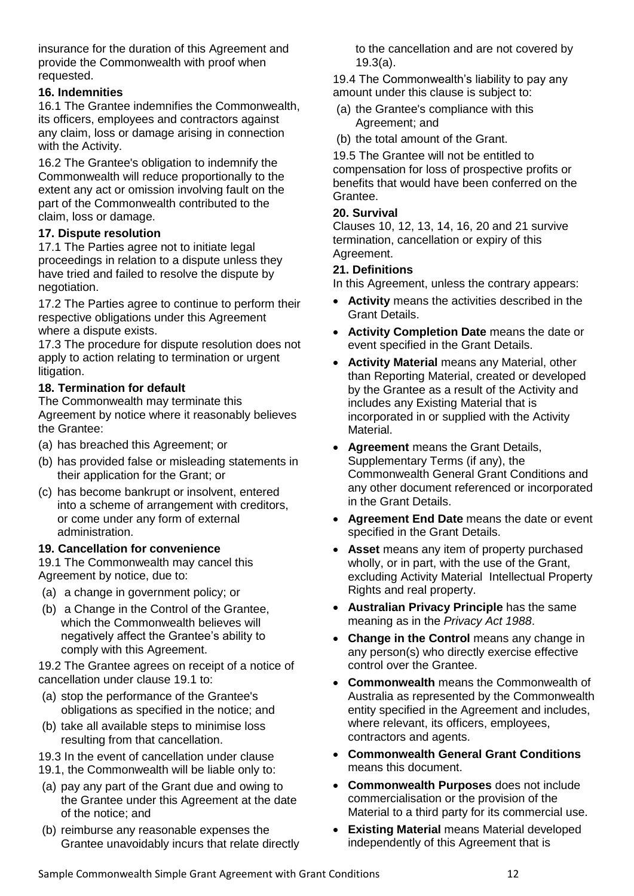insurance for the duration of this Agreement and provide the Commonwealth with proof when requested.

**16. Indemnities**

16.1 The Grantee indemnifies the Commonwealth, its officers, employees and contractors against any claim, loss or damage arising in connection with the Activity.

16.2 The Grantee's obligation to indemnify the Commonwealth will reduce proportionally to the extent any act or omission involving fault on the part of the Commonwealth contributed to the claim, loss or damage.

**17. Dispute resolution**

17.1 The Parties agree not to initiate legal proceedings in relation to a dispute unless they have tried and failed to resolve the dispute by negotiation.

17.2 The Parties agree to continue to perform their respective obligations under this Agreement where a dispute exists.

17.3 The procedure for dispute resolution does not apply to action relating to termination or urgent litigation.

**18. Termination for default**

The Commonwealth may terminate this Agreement by notice where it reasonably believes the Grantee:

(a) has breached this Agreement; or

(b) has provided false or misleading statements in their application for the Grant; or

(c) has become bankrupt or insolvent, entered into a scheme of arrangement with creditors, or come under any form of external administration.

**19. Cancellation for convenience**

19.1 The Commonwealth may cancel this Agreement by notice, due to:

(a) a change in government policy; or

(b) a Change in the Control of the Grantee, which the Commonwealth believes will negatively affect the Grantee's ability to comply with this Agreement.

19.2 The Grantee agrees on receipt of a notice of cancellation under clause 19.1 to:

(a) stop the performance of the Grantee's obligations as specified in the notice; and

(b) take all available steps to minimise loss resulting from that cancellation.

19.3 In the event of cancellation under clause 19.1, the Commonwealth will be liable only to:

(a) pay any part of the Grant due and owing to the Grantee under this Agreement at the date of the notice; and

(b) reimburse any reasonable expenses the Grantee unavoidably incurs that relate directly to the cancellation and are not covered by 19.3(a).

19.4 The Commonwealth's liability to pay any amount under this clause is subject to:

(a) the Grantee's compliance with this Agreement; and

(b) the total amount of the Grant.

19.5 The Grantee will not be entitled to compensation for loss of prospective profits or benefits that would have been conferred on the Grantee.

**20. Survival**

Clauses 10, 12, 13, 14, 16, 20 and 21 survive termination, cancellation or expiry of this Agreement.

**21. Definitions**

In this Agreement, unless the contrary appears:

- **Activity** means the activities described in the Grant Details.
- **Activity Completion Date** means the date or event specified in the Grant Details.
- **Activity Material** means any Material, other than Reporting Material, created or developed by the Grantee as a result of the Activity and includes any Existing Material that is incorporated in or supplied with the Activity Material.
- **Agreement** means the Grant Details, Supplementary Terms (if any), the Commonwealth General Grant Conditions and any other document referenced or incorporated in the Grant Details.
- **Agreement End Date** means the date or event specified in the Grant Details.
- **Asset** means any item of property purchased wholly, or in part, with the use of the Grant, excluding Activity Material Intellectual Property Rights and real property.
- **Australian Privacy Principle** has the same meaning as in the *Privacy Act 1988*.
- **Change in the Control** means any change in any person(s) who directly exercise effective control over the Grantee.
- **Commonwealth** means the Commonwealth of Australia as represented by the Commonwealth entity specified in the Agreement and includes, where relevant, its officers, employees, contractors and agents.
- **Commonwealth General Grant Conditions** means this document.
- **Commonwealth Purposes** does not include commercialisation or the provision of the Material to a third party for its commercial use.
- **Existing Material** means Material developed independently of this Agreement that is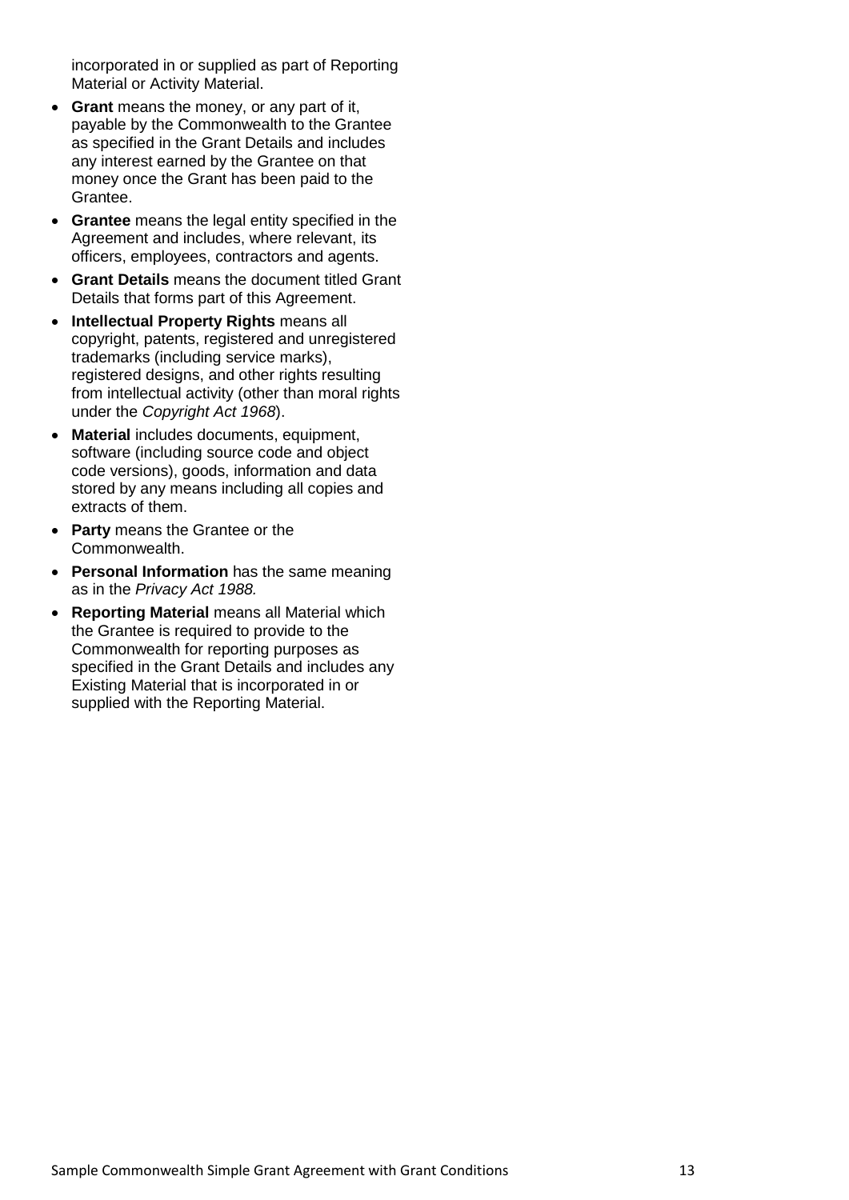incorporated in or supplied as part of Reporting Material or Activity Material.

- **Grant** means the money, or any part of it, payable by the Commonwealth to the Grantee as specified in the Grant Details and includes any interest earned by the Grantee on that money once the Grant has been paid to the Grantee.
- **Grantee** means the legal entity specified in the Agreement and includes, where relevant, its officers, employees, contractors and agents.
- **Grant Details** means the document titled Grant Details that forms part of this Agreement.
- **Intellectual Property Rights** means all copyright, patents, registered and unregistered trademarks (including service marks), registered designs, and other rights resulting from intellectual activity (other than moral rights under the *Copyright Act 1968*).
- **Material** includes documents, equipment, software (including source code and object code versions), goods, information and data stored by any means including all copies and extracts of them.
- **Party** means the Grantee or the Commonwealth.
- **Personal Information** has the same meaning as in the *Privacy Act 1988.*
- **Reporting Material** means all Material which the Grantee is required to provide to the Commonwealth for reporting purposes as specified in the Grant Details and includes any Existing Material that is incorporated in or supplied with the Reporting Material.